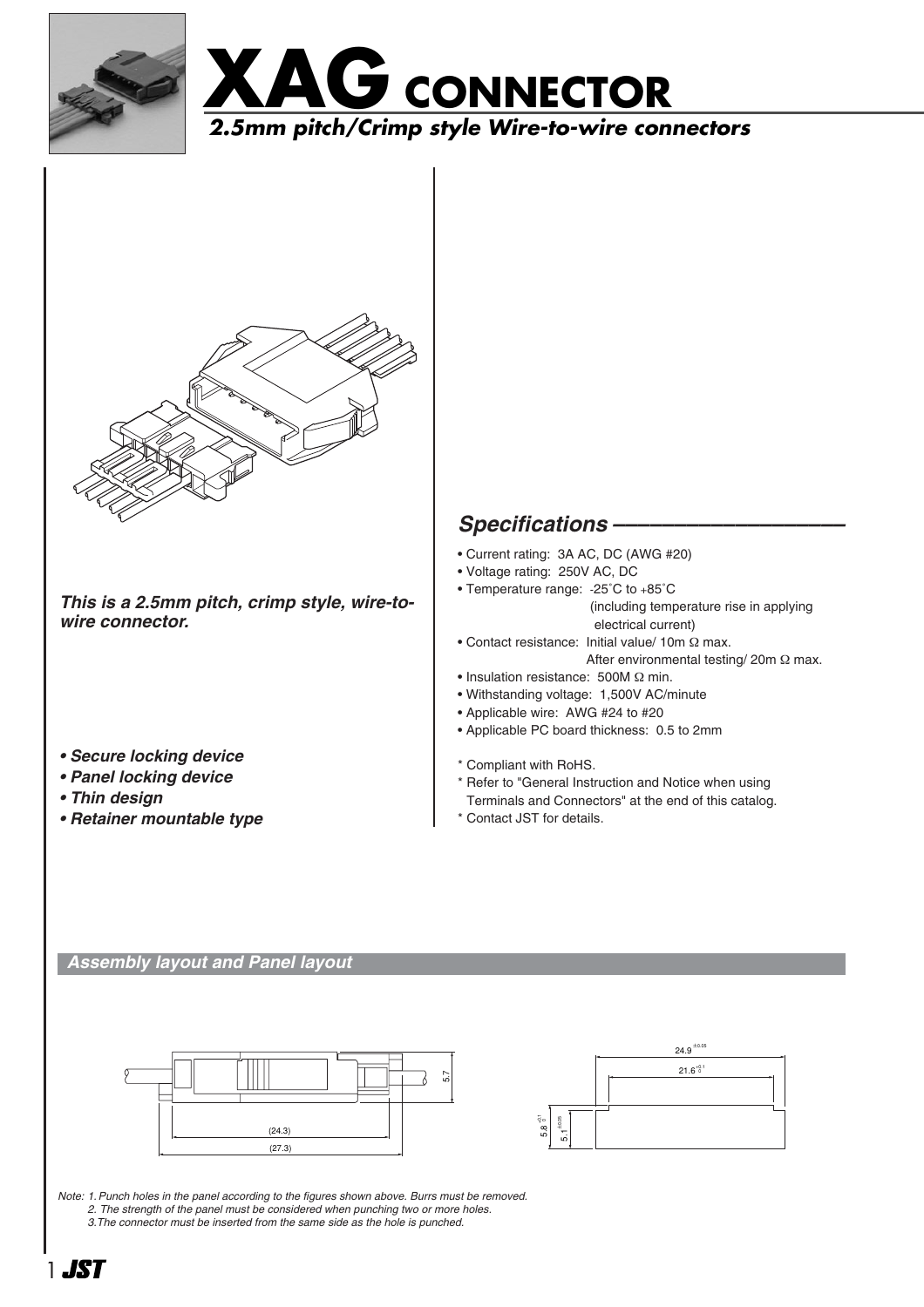# XAG CONNECTOR

## *2.5mm pitch/Crimp style Wire-to-wire connectors*

***This is a 2.5mm pitch, crimp style, wire-to-wire connector.***

- ***Secure locking device***
- ***Panel locking device***
- ***Thin design***
- ***Retainer mountable type***

## *Specifications*

- Current rating: 3A AC, DC (AWG #20)
- Voltage rating: 250V AC, DC
- Temperature range: -25˚C to +85˚C (including temperature rise in applying electrical current)
- Contact resistance: Initial value/ 10m Ω max. After environmental testing/ 20m Ω max.
- Insulation resistance: 500M Ω min.
- Withstanding voltage: 1,500V AC/minute
- Applicable wire: AWG #24 to #20
- Applicable PC board thickness: 0.5 to 2mm

\* Compliant with RoHS.
\* Refer to "General Instruction and Notice when using Terminals and Connectors" at the end of this catalog.
\* Contact JST for details.

### *Assembly layout and Panel layout*

(24.3)
(27.3)
5.7

$24.9^{\pm 0.05}$
$21.6^{+0.1}_{0}$
$5.8^{+0.1}_{0}$
$5.1^{\pm 0.05}$

*Note: 1. Punch holes in the panel according to the figures shown above. Burrs must be removed.*
*2. The strength of the panel must be considered when punching two or more holes.*
*3. The connector must be inserted from the same side as the hole is punched.*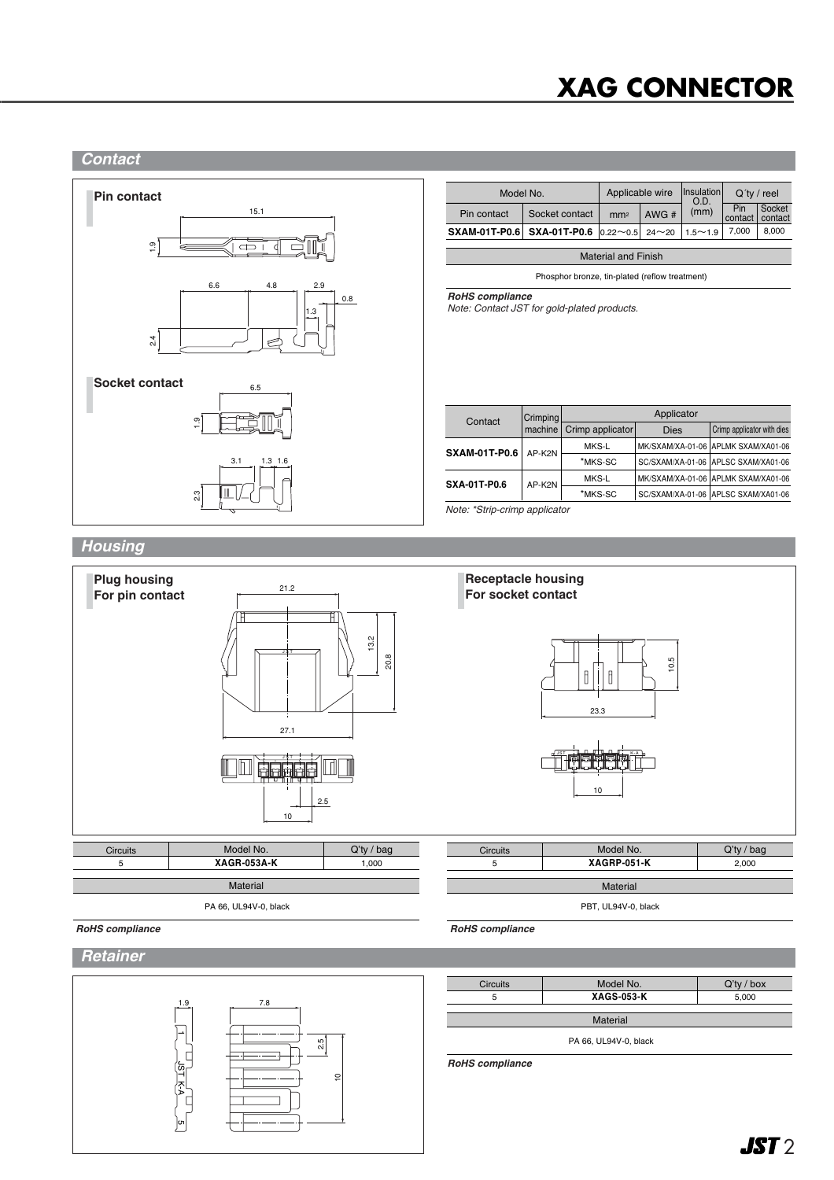# XAG CONNECTOR

## Contact

**Pin contact**

15.1
1.9
6.6
4.8
2.9
0.8
1.3
2.4

**Socket contact**

6.5
1.9
3.1
1.3
1.6
2.3

| Model No. | | Applicable wire | | Insulation O.D. (mm) | Q´ty / reel | |
|---|---|---|---|---|---|---|
| Pin contact | Socket contact | mm² | AWG # | | Pin contact | Socket contact |
| **SXAM-01T-P0.6** | **SXA-01T-P0.6** | 0.22～0.5 | 24～20 | 1.5～1.9 | 7,000 | 8,000 |

| Material and Finish |
|---|
| Phosphor bronze, tin-plated (reflow treatment) |

***RoHS compliance***

*Note: Contact JST for gold-plated products.*

| Contact | Crimping machine | Applicator | | |
|---|---|---|---|---|
| | | Crimp applicator | Dies | Crimp applicator with dies |
| **SXAM-01T-P0.6** | AP-K2N | MKS-L | MK/SXAM/XA-01-06 | APLMK SXAM/XA01-06 |
| | | *MKS-SC | SC/SXAM/XA-01-06 | APLSC SXAM/XA01-06 |
| **SXA-01T-P0.6** | AP-K2N | MKS-L | MK/SXAM/XA-01-06 | APLMK SXAM/XA01-06 |
| | | *MKS-SC | SC/SXAM/XA-01-06 | APLSC SXAM/XA01-06 |

*Note: *Strip-crimp applicator*

## Housing

**Plug housing**
**For pin contact**

21.2
13.2
20.8
27.1
2.5
10

| Circuits | Model No. | Q'ty / bag |
|---|---|---|
| 5 | **XAGR-053A-K** | 1,000 |

| Material |
|---|
| PA 66, UL94V-0, black |

***RoHS compliance***

**Receptacle housing**
**For socket contact**

10.5
23.3
10

| Circuits | Model No. | Q'ty / bag |
|---|---|---|
| 5 | **XAGRP-051-K** | 2,000 |

| Material |
|---|
| PBT, UL94V-0, black |

***RoHS compliance***

## Retainer

1.9
7.8
2.5
10
JST K-A

| Circuits | Model No. | Q'ty / box |
|---|---|---|
| 5 | **XAGS-053-K** | 5,000 |

| Material |
|---|
| PA 66, UL94V-0, black |

***RoHS compliance***